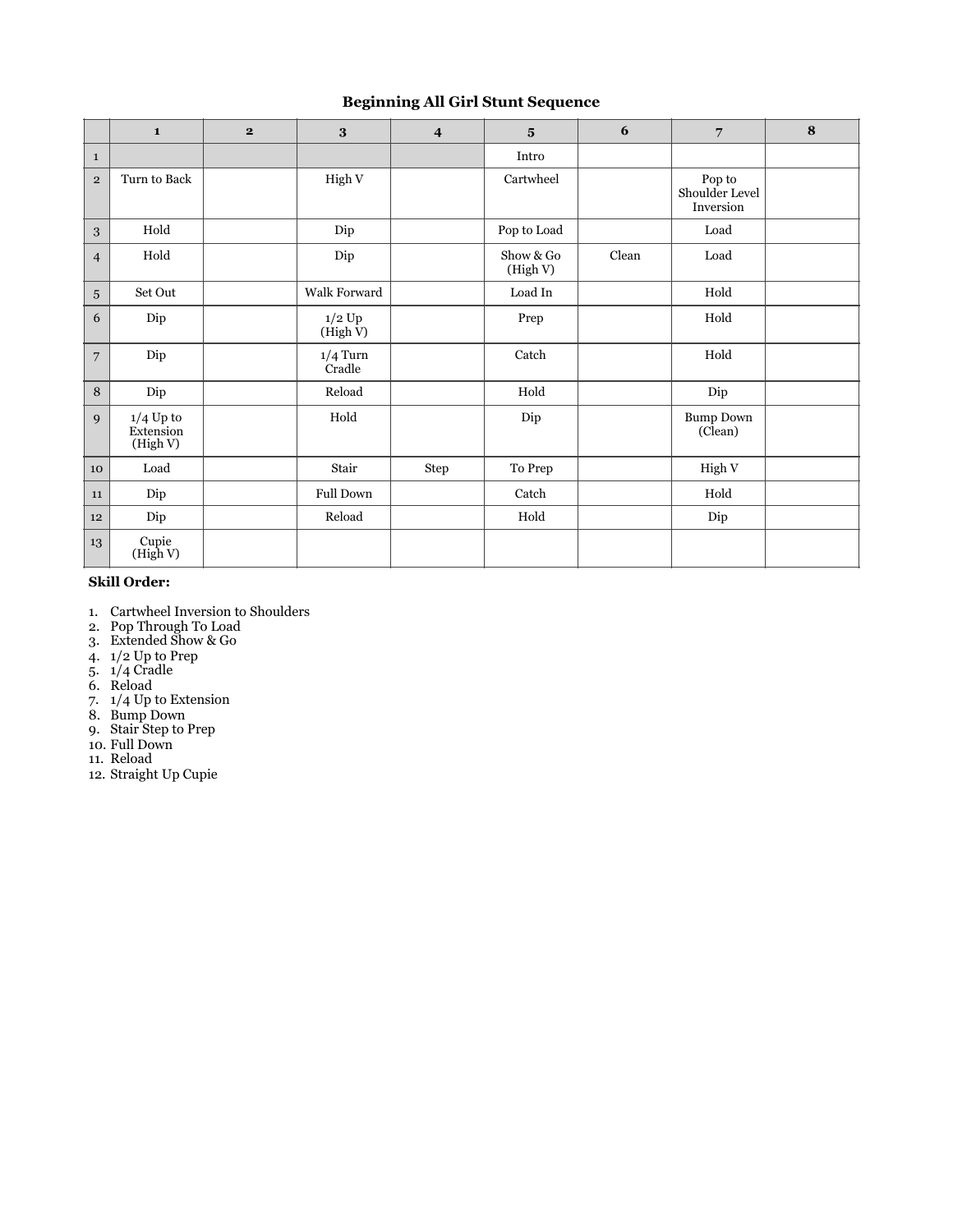## Beginning All Girl Stunt Sequence

| | 1 | 2 | 3 | 4 | 5 | 6 | 7 | 8 |
|---|---|---|---|---|---|---|---|---|
| 1 | | | | | Intro | | | |
| 2 | Turn to Back | | High V | | Cartwheel | | Pop to Shoulder Level Inversion | |
| 3 | Hold | | Dip | | Pop to Load | | Load | |
| 4 | Hold | | Dip | | Show & Go (High V) | Clean | Load | |
| 5 | Set Out | | Walk Forward | | Load In | | Hold | |
| 6 | Dip | | 1/2 Up (High V) | | Prep | | Hold | |
| 7 | Dip | | 1/4 Turn Cradle | | Catch | | Hold | |
| 8 | Dip | | Reload | | Hold | | Dip | |
| 9 | 1/4 Up to Extension (High V) | | Hold | | Dip | | Bump Down (Clean) | |
| 10 | Load | | Stair | Step | To Prep | | High V | |
| 11 | Dip | | Full Down | | Catch | | Hold | |
| 12 | Dip | | Reload | | Hold | | Dip | |
| 13 | Cupie (High V) | | | | | | | |

**Skill Order:**

1. Cartwheel Inversion to Shoulders
2. Pop Through To Load
3. Extended Show & Go
4. 1/2 Up to Prep
5. 1/4 Cradle
6. Reload
7. 1/4 Up to Extension
8. Bump Down
9. Stair Step to Prep
10. Full Down
11. Reload
12. Straight Up Cupie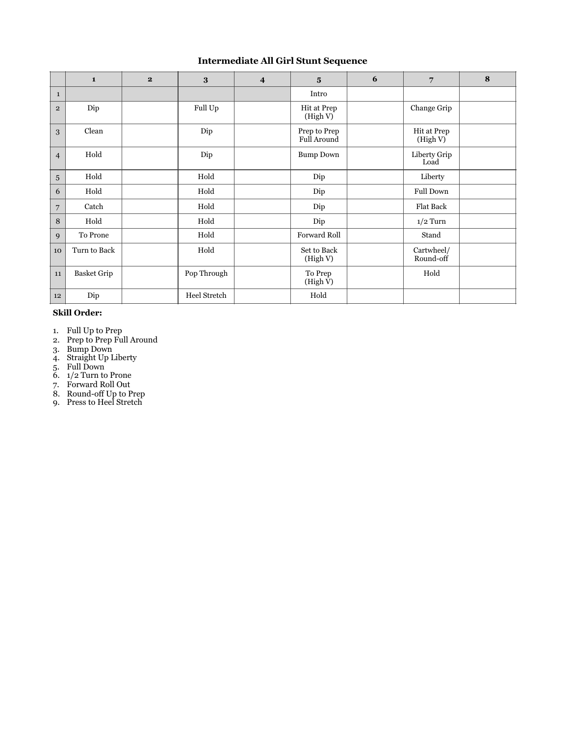## Intermediate All Girl Stunt Sequence

| | 1 | 2 | 3 | 4 | 5 | 6 | 7 | 8 |
|---|---|---|---|---|---|---|---|---|
| 1 | | | | | Intro | | | |
| 2 | Dip | | Full Up | | Hit at Prep (High V) | | Change Grip | |
| 3 | Clean | | Dip | | Prep to Prep Full Around | | Hit at Prep (High V) | |
| 4 | Hold | | Dip | | Bump Down | | Liberty Grip Load | |
| 5 | Hold | | Hold | | Dip | | Liberty | |
| 6 | Hold | | Hold | | Dip | | Full Down | |
| 7 | Catch | | Hold | | Dip | | Flat Back | |
| 8 | Hold | | Hold | | Dip | | 1/2 Turn | |
| 9 | To Prone | | Hold | | Forward Roll | | Stand | |
| 10 | Turn to Back | | Hold | | Set to Back (High V) | | Cartwheel/ Round-off | |
| 11 | Basket Grip | | Pop Through | | To Prep (High V) | | Hold | |
| 12 | Dip | | Heel Stretch | | Hold | | | |

**Skill Order:**

1. Full Up to Prep
2. Prep to Prep Full Around
3. Bump Down
4. Straight Up Liberty
5. Full Down
6. 1/2 Turn to Prone
7. Forward Roll Out
8. Round-off Up to Prep
9. Press to Heel Stretch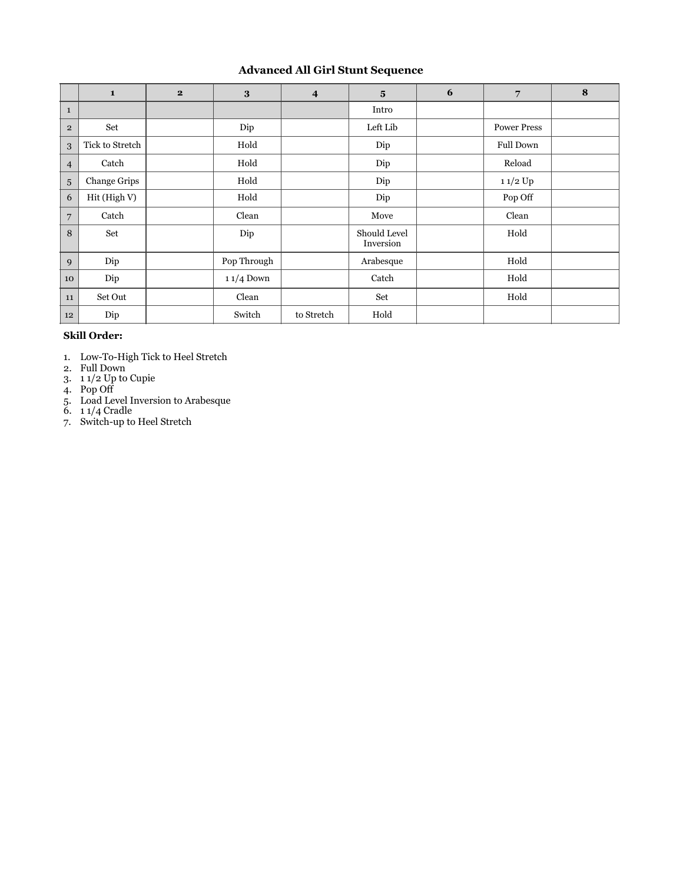# Advanced All Girl Stunt Sequence

| | 1 | 2 | 3 | 4 | 5 | 6 | 7 | 8 |
|---|---|---|---|---|---|---|---|---|
| 1 | | | | | Intro | | | |
| 2 | Set | | Dip | | Left Lib | | Power Press | |
| 3 | Tick to Stretch | | Hold | | Dip | | Full Down | |
| 4 | Catch | | Hold | | Dip | | Reload | |
| 5 | Change Grips | | Hold | | Dip | | 1 1/2 Up | |
| 6 | Hit (High V) | | Hold | | Dip | | Pop Off | |
| 7 | Catch | | Clean | | Move | | Clean | |
| 8 | Set | | Dip | | Should Level Inversion | | Hold | |
| 9 | Dip | | Pop Through | | Arabesque | | Hold | |
| 10 | Dip | | 1 1/4 Down | | Catch | | Hold | |
| 11 | Set Out | | Clean | | Set | | Hold | |
| 12 | Dip | | Switch | to Stretch | Hold | | | |

**Skill Order:**

1. Low-To-High Tick to Heel Stretch
2. Full Down
3. 1 1/2 Up to Cupie
4. Pop Off
5. Load Level Inversion to Arabesque
6. 1 1/4 Cradle
7. Switch-up to Heel Stretch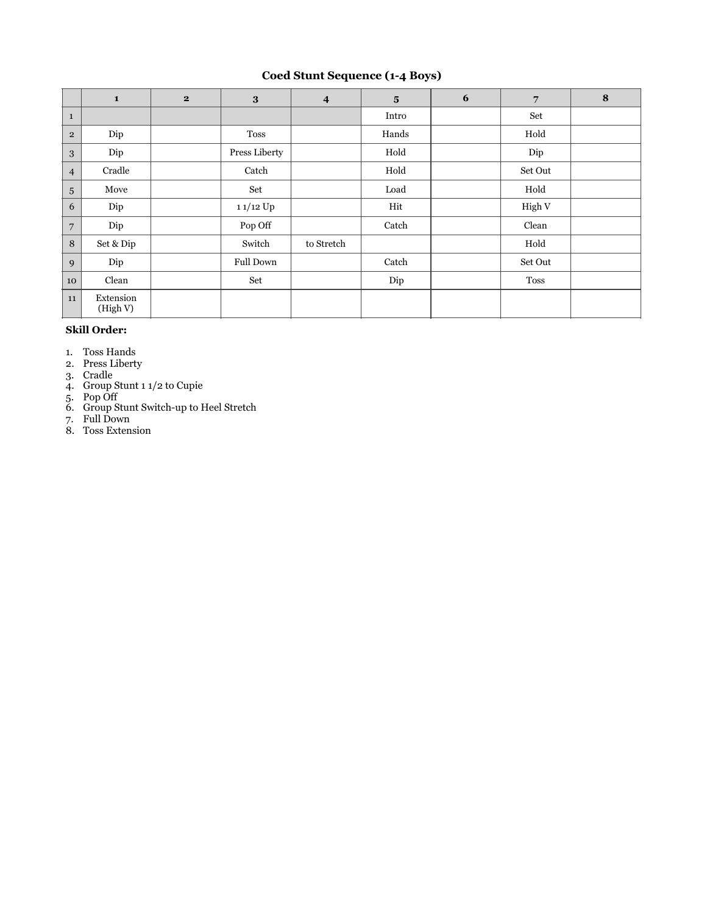## Coed Stunt Sequence (1-4 Boys)

| | 1 | 2 | 3 | 4 | 5 | 6 | 7 | 8 |
|---|---|---|---|---|---|---|---|---|
| 1 | | | | | Intro | | Set | |
| 2 | Dip | | Toss | | Hands | | Hold | |
| 3 | Dip | | Press Liberty | | Hold | | Dip | |
| 4 | Cradle | | Catch | | Hold | | Set Out | |
| 5 | Move | | Set | | Load | | Hold | |
| 6 | Dip | | 1 1/12 Up | | Hit | | High V | |
| 7 | Dip | | Pop Off | | Catch | | Clean | |
| 8 | Set & Dip | | Switch | to Stretch | | | Hold | |
| 9 | Dip | | Full Down | | Catch | | Set Out | |
| 10 | Clean | | Set | | Dip | | Toss | |
| 11 | Extension (High V) | | | | | | | |

**Skill Order:**

1. Toss Hands
2. Press Liberty
3. Cradle
4. Group Stunt 1 1/2 to Cupie
5. Pop Off
6. Group Stunt Switch-up to Heel Stretch
7. Full Down
8. Toss Extension